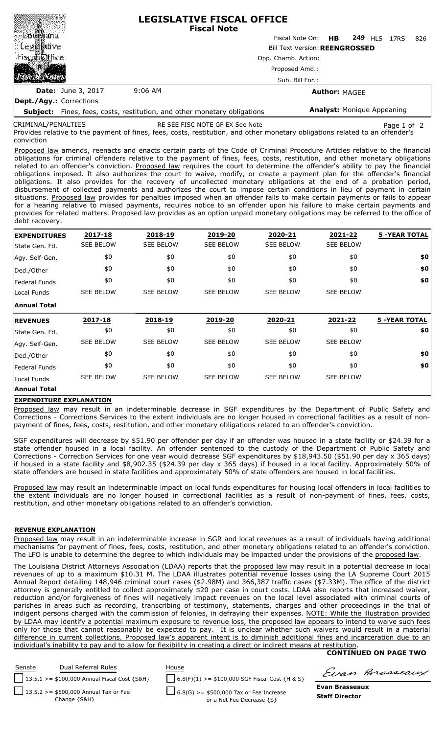# LEGISLATIVE FISCAL OFFICE
## Fiscal Note

Fiscal Note On: **HB 249** HLS 17RS 826

Bill Text Version: **REENGROSSED**

Opp. Chamb. Action:

Proposed Amd.:

Sub. Bill For.:

**Date:** June 3, 2017 9:06 AM

**Author:** MAGEE

**Dept./Agy.:** Corrections

**Subject:** Fines, fees, costs, restitution, and other monetary obligations

**Analyst:** Monique Appeaning

CRIMINAL/PENALTIES RE SEE FISC NOTE GF EX See Note

Provides relative to the payment of fines, fees, costs, restitution, and other monetary obligations related to an offender's conviction

Proposed law amends, reenacts and enacts certain parts of the Code of Criminal Procedure Articles relative to the financial obligations for criminal offenders relative to the payment of fines, fees, costs, restitution, and other monetary obligations related to an offender's conviction. Proposed law requires the court to determine the offender's ability to pay the financial obligations imposed. It also authorizes the court to waive, modify, or create a payment plan for the offender's financial obligations. It also provides for the recovery of uncollected monetary obligations at the end of a probation period, disbursement of collected payments and authorizes the court to impose certain conditions in lieu of payment in certain situations. Proposed law provides for penalties imposed when an offender fails to make certain payments or fails to appear for a hearing relative to missed payments, requires notice to an offender upon his failure to make certain payments and provides for related matters. Proposed law provides as an option unpaid monetary obligations may be referred to the office of debt recovery.

| EXPENDITURES | 2017-18 | 2018-19 | 2019-20 | 2020-21 | 2021-22 | 5 -YEAR TOTAL |
|---|---|---|---|---|---|---|
| State Gen. Fd. | SEE BELOW | SEE BELOW | SEE BELOW | SEE BELOW | SEE BELOW | |
| Agy. Self-Gen. | $0 | $0 | $0 | $0 | $0 | **$0** |
| Ded./Other | $0 | $0 | $0 | $0 | $0 | **$0** |
| Federal Funds | $0 | $0 | $0 | $0 | $0 | **$0** |
| Local Funds | SEE BELOW | SEE BELOW | SEE BELOW | SEE BELOW | SEE BELOW | |
| **Annual Total** | | | | | | |
| **REVENUES** | **2017-18** | **2018-19** | **2019-20** | **2020-21** | **2021-22** | **5 -YEAR TOTAL** |
| State Gen. Fd. | $0 | $0 | $0 | $0 | $0 | **$0** |
| Agy. Self-Gen. | SEE BELOW | SEE BELOW | SEE BELOW | SEE BELOW | SEE BELOW | |
| Ded./Other | $0 | $0 | $0 | $0 | $0 | **$0** |
| Federal Funds | $0 | $0 | $0 | $0 | $0 | **$0** |
| Local Funds | SEE BELOW | SEE BELOW | SEE BELOW | SEE BELOW | SEE BELOW | |
| **Annual Total** | | | | | | |

### EXPENDITURE EXPLANATION

Proposed law may result in an indeterminable decrease in SGF expenditures by the Department of Public Safety and Corrections - Corrections Services to the extent individuals are no longer housed in correctional facilities as a result of non-payment of fines, fees, costs, restitution, and other monetary obligations related to an offender's conviction.

SGF expenditures will decrease by $51.90 per offender per day if an offender was housed in a state facility or $24.39 for a state offender housed in a local facility. An offender sentenced to the custody of the Department of Public Safety and Corrections - Correction Services for one year would decrease SGF expenditures by $18,943.50 ($51.90 per day x 365 days) if housed in a state facility and $8,902.35 ($24.39 per day x 365 days) if housed in a local facility. Approximately 50% of state offenders are housed in state facilities and approximately 50% of state offenders are housed in local facilities.

Proposed law may result an indeterminable impact on local funds expenditures for housing local offenders in local facilities to the extent individuals are no longer housed in correctional facilities as a result of non-payment of fines, fees, costs, restitution, and other monetary obligations related to an offender's conviction.

### REVENUE EXPLANATION

Proposed law may result in an indeterminable increase in SGR and local revenues as a result of individuals having additional mechanisms for payment of fines, fees, costs, restitution, and other monetary obligations related to an offender's conviction. The LFO is unable to determine the degree to which individuals may be impacted under the provisions of the proposed law.

The Louisiana District Attorneys Association (LDAA) reports that the proposed law may result in a potential decrease in local revenues of up to a maximum $10.31 M. The LDAA illustrates potential revenue losses using the LA Supreme Court 2015 Annual Report detailing 148,946 criminal court cases ($2.98M) and 366,387 traffic cases ($7.33M). The office of the district attorney is generally entitled to collect approximately $20 per case in court costs. LDAA also reports that increased waiver, reduction and/or forgiveness of fines will negatively impact revenues on the local level associated with criminal courts of parishes in areas such as recording, transcribing of testimony, statements, charges and other proceedings in the trial of indigent persons charged with the commission of felonies, in defraying their expenses. NOTE: While the illustration provided by LDAA may identify a potential maximum exposure to revenue loss, the proposed law appears to intend to waive such fees only for those that cannot reasonably be expected to pay. It is unclear whether such waivers would result in a material difference in current collections. Proposed law's apparent intent is to diminish additional fines and incarceration due to an individual's inability to pay and to allow for flexibility in creating a direct or indirect means at restitution.

**CONTINUED ON PAGE TWO**

| Senate | Dual Referral Rules | House |
|---|---|---|
| | 13.5.1 >= $100,000 Annual Fiscal Cost {S&H} | 6.8(F)(1) >= $100,000 SGF Fiscal Cost {H & S} |
| | 13.5.2 >= $500,000 Annual Tax or Fee Change {S&H} | 6.8(G) >= $500,000 Tax or Fee Increase or a Net Fee Decrease {S} |

**Evan Brasseaux**
**Staff Director**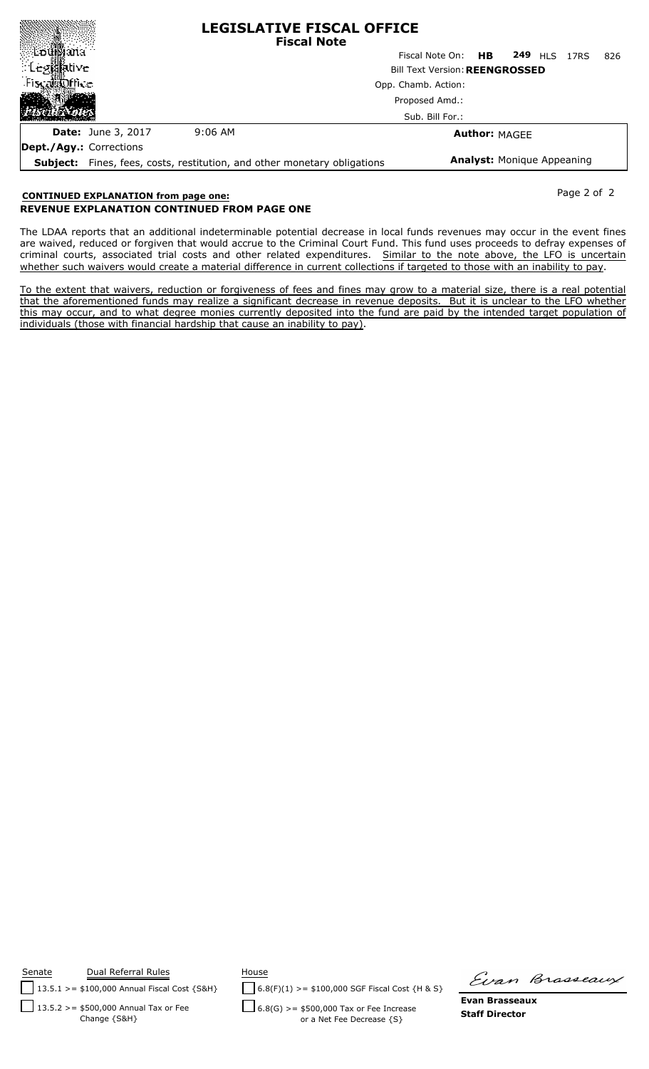# LEGISLATIVE FISCAL OFFICE
## Fiscal Note

Fiscal Note On: **HB 249** HLS 17RS 826

Bill Text Version: **REENGROSSED**

Opp. Chamb. Action:

Proposed Amd.:

Sub. Bill For.:

**Date:** June 3, 2017 9:06 AM

**Author:** MAGEE

**Dept./Agy.:** Corrections

**Subject:** Fines, fees, costs, restitution, and other monetary obligations

**Analyst:** Monique Appeaning

**CONTINUED EXPLANATION from page one:**

**REVENUE EXPLANATION CONTINUED FROM PAGE ONE**

The LDAA reports that an additional indeterminable potential decrease in local funds revenues may occur in the event fines are waived, reduced or forgiven that would accrue to the Criminal Court Fund. This fund uses proceeds to defray expenses of criminal courts, associated trial costs and other related expenditures. Similar to the note above, the LFO is uncertain whether such waivers would create a material difference in current collections if targeted to those with an inability to pay.

To the extent that waivers, reduction or forgiveness of fees and fines may grow to a material size, there is a real potential that the aforementioned funds may realize a significant decrease in revenue deposits. But it is unclear to the LFO whether this may occur, and to what degree monies currently deposited into the fund are paid by the intended target population of individuals (those with financial hardship that cause an inability to pay).

| Senate | Dual Referral Rules | House |
|---|---|---|
| | ☐ 13.5.1 >= $100,000 Annual Fiscal Cost {S&H} | ☐ 6.8(F)(1) >= $100,000 SGF Fiscal Cost {H & S} |
| | ☐ 13.5.2 >= $500,000 Annual Tax or Fee Change {S&H} | ☐ 6.8(G) >= $500,000 Tax or Fee Increase or a Net Fee Decrease {S} |

Evan Brasseaux

**Evan Brasseaux**
**Staff Director**